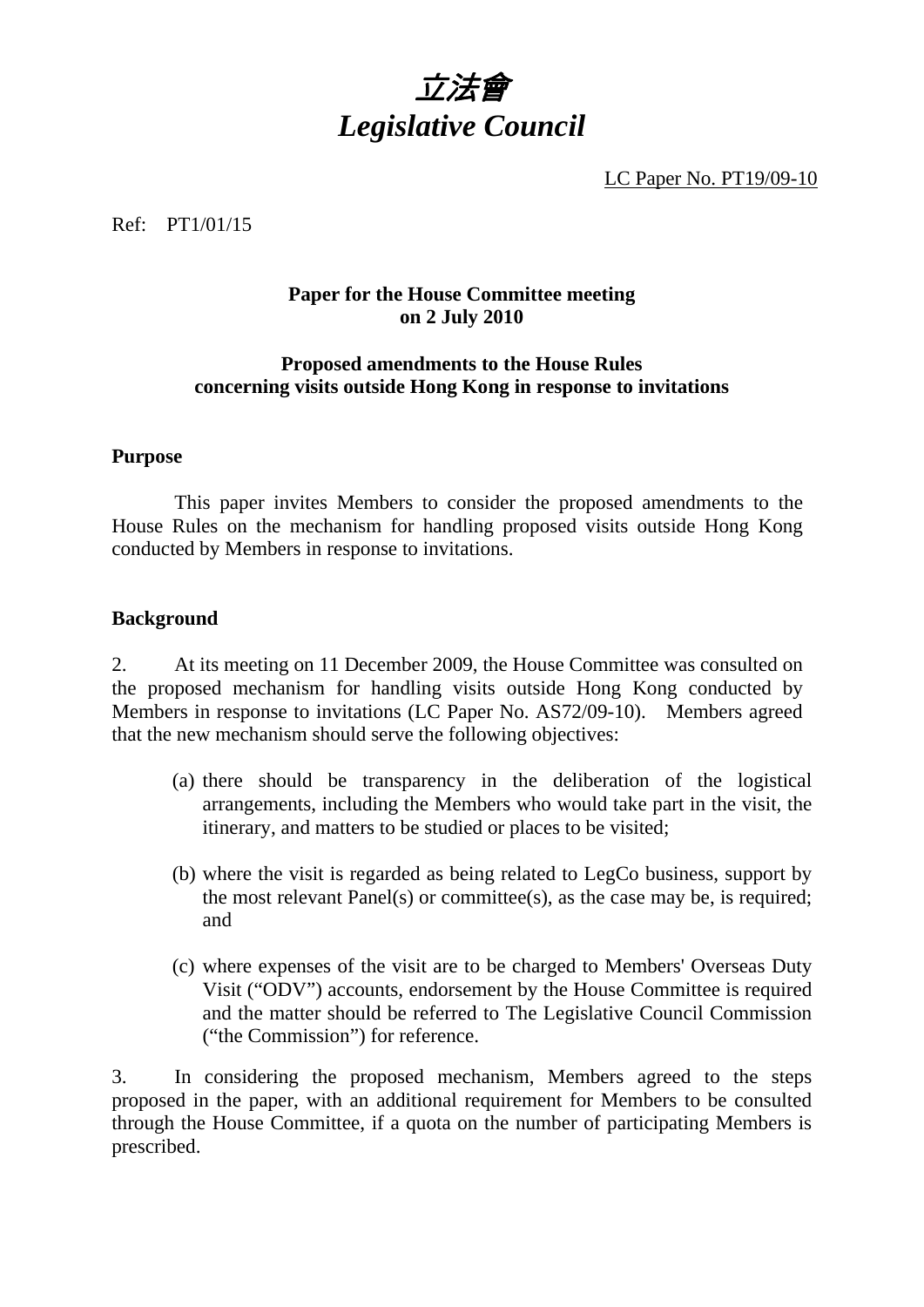# *立法會*
# *Legislative Council*

LC Paper No. PT19/09-10

Ref: PT1/01/15

**Paper for the House Committee meeting on 2 July 2010**

**Proposed amendments to the House Rules concerning visits outside Hong Kong in response to invitations**

## Purpose

This paper invites Members to consider the proposed amendments to the House Rules on the mechanism for handling proposed visits outside Hong Kong conducted by Members in response to invitations.

## Background

2. At its meeting on 11 December 2009, the House Committee was consulted on the proposed mechanism for handling visits outside Hong Kong conducted by Members in response to invitations (LC Paper No. AS72/09-10). Members agreed that the new mechanism should serve the following objectives:

(a) there should be transparency in the deliberation of the logistical arrangements, including the Members who would take part in the visit, the itinerary, and matters to be studied or places to be visited;

(b) where the visit is regarded as being related to LegCo business, support by the most relevant Panel(s) or committee(s), as the case may be, is required; and

(c) where expenses of the visit are to be charged to Members' Overseas Duty Visit ("ODV") accounts, endorsement by the House Committee is required and the matter should be referred to The Legislative Council Commission ("the Commission") for reference.

3. In considering the proposed mechanism, Members agreed to the steps proposed in the paper, with an additional requirement for Members to be consulted through the House Committee, if a quota on the number of participating Members is prescribed.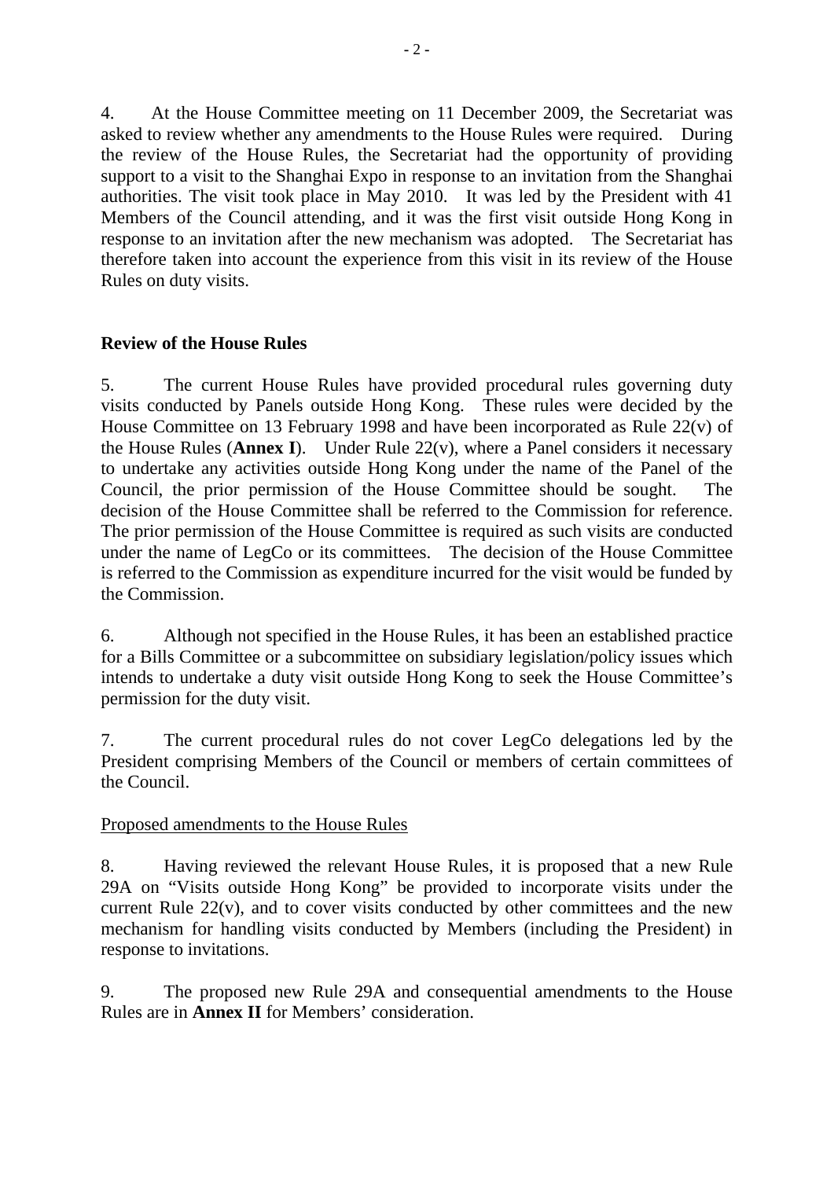4. At the House Committee meeting on 11 December 2009, the Secretariat was asked to review whether any amendments to the House Rules were required. During the review of the House Rules, the Secretariat had the opportunity of providing support to a visit to the Shanghai Expo in response to an invitation from the Shanghai authorities. The visit took place in May 2010. It was led by the President with 41 Members of the Council attending, and it was the first visit outside Hong Kong in response to an invitation after the new mechanism was adopted. The Secretariat has therefore taken into account the experience from this visit in its review of the House Rules on duty visits.

**Review of the House Rules**

5. The current House Rules have provided procedural rules governing duty visits conducted by Panels outside Hong Kong. These rules were decided by the House Committee on 13 February 1998 and have been incorporated as Rule 22(v) of the House Rules (**Annex I**). Under Rule 22(v), where a Panel considers it necessary to undertake any activities outside Hong Kong under the name of the Panel of the Council, the prior permission of the House Committee should be sought. The decision of the House Committee shall be referred to the Commission for reference. The prior permission of the House Committee is required as such visits are conducted under the name of LegCo or its committees. The decision of the House Committee is referred to the Commission as expenditure incurred for the visit would be funded by the Commission.

6. Although not specified in the House Rules, it has been an established practice for a Bills Committee or a subcommittee on subsidiary legislation/policy issues which intends to undertake a duty visit outside Hong Kong to seek the House Committee's permission for the duty visit.

7. The current procedural rules do not cover LegCo delegations led by the President comprising Members of the Council or members of certain committees of the Council.

<u>Proposed amendments to the House Rules</u>

8. Having reviewed the relevant House Rules, it is proposed that a new Rule 29A on "Visits outside Hong Kong" be provided to incorporate visits under the current Rule 22(v), and to cover visits conducted by other committees and the new mechanism for handling visits conducted by Members (including the President) in response to invitations.

9. The proposed new Rule 29A and consequential amendments to the House Rules are in **Annex II** for Members' consideration.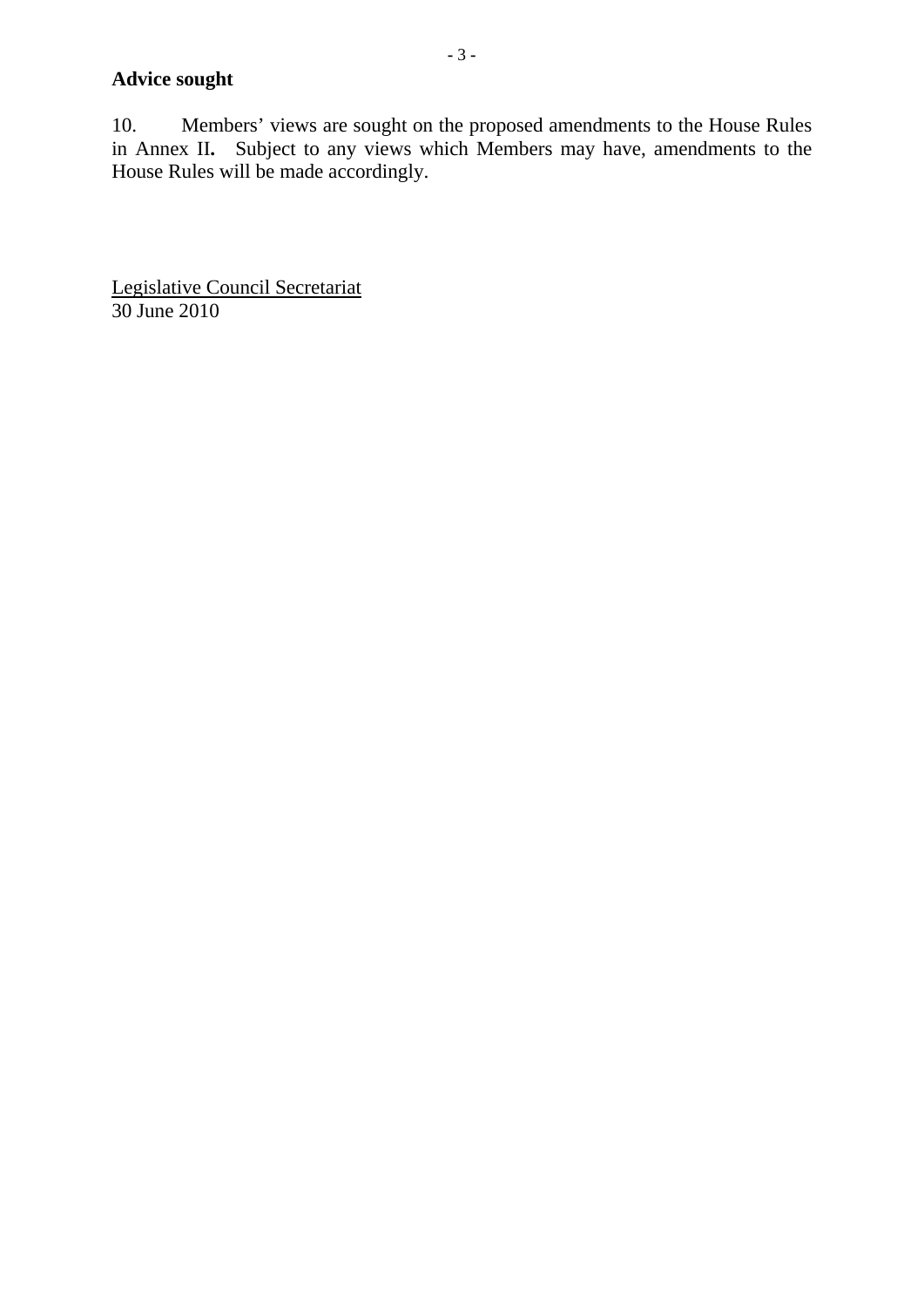**Advice sought**

10. Members' views are sought on the proposed amendments to the House Rules in Annex II**.** Subject to any views which Members may have, amendments to the House Rules will be made accordingly.

<u>Legislative Council Secretariat</u>
30 June 2010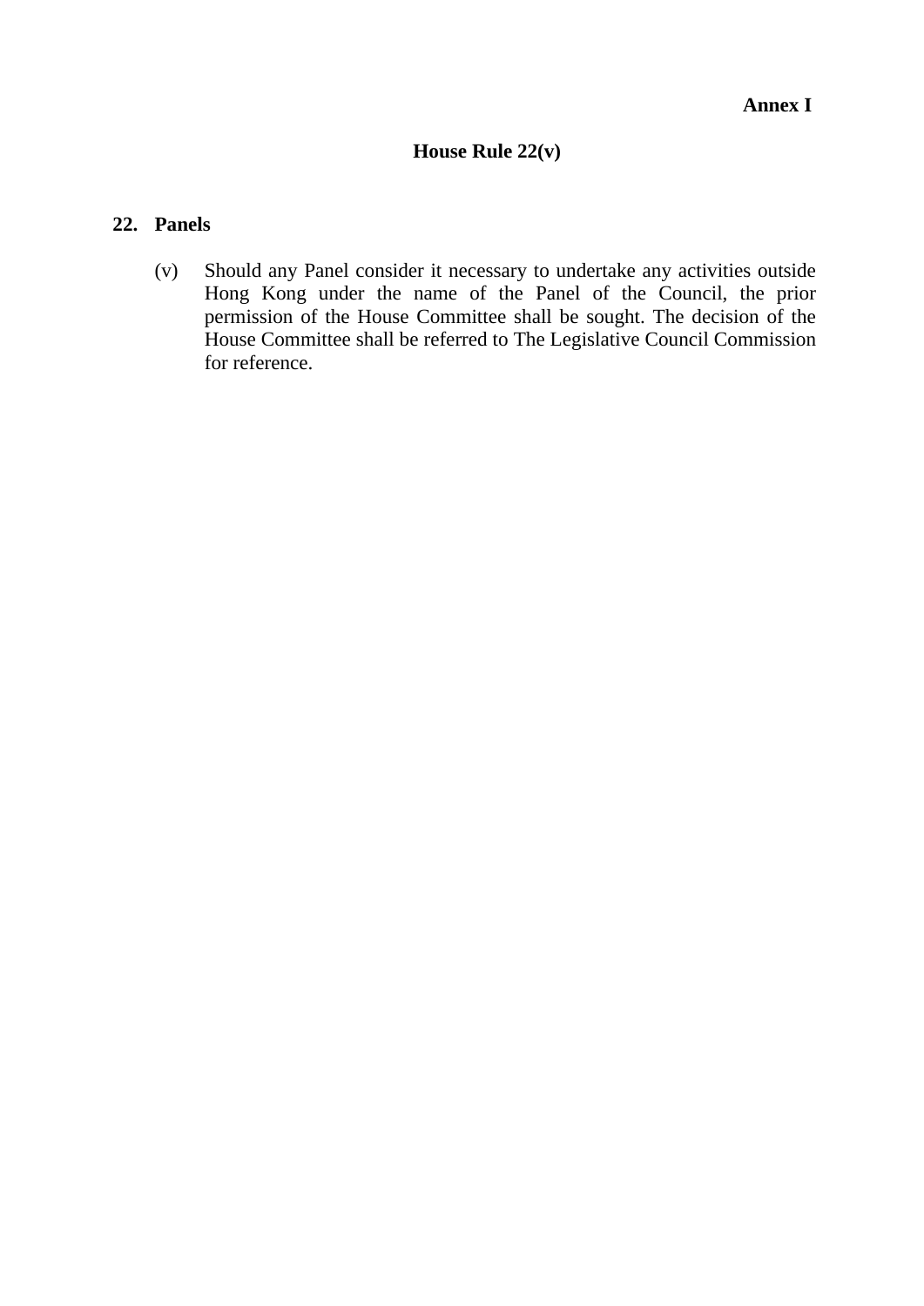**Annex I**

# House Rule 22(v)

## 22. Panels

(v) Should any Panel consider it necessary to undertake any activities outside Hong Kong under the name of the Panel of the Council, the prior permission of the House Committee shall be sought. The decision of the House Committee shall be referred to The Legislative Council Commission for reference.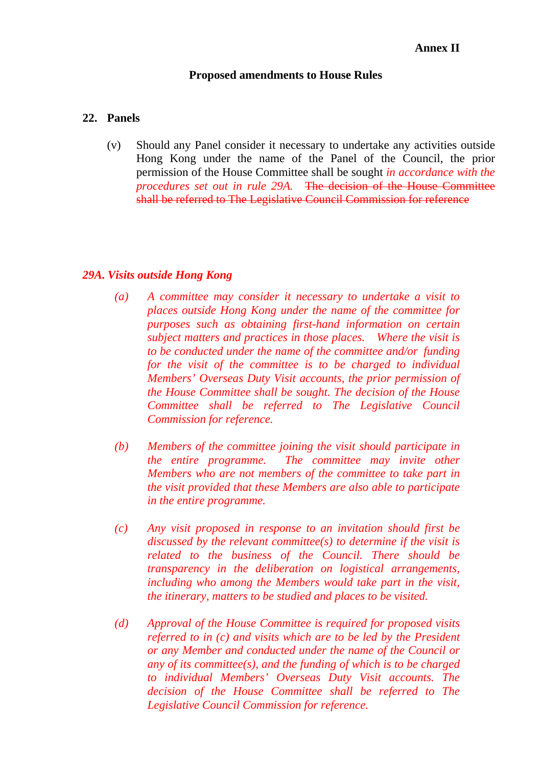**Annex II**

**Proposed amendments to House Rules**

**22. Panels**

(v) Should any Panel consider it necessary to undertake any activities outside Hong Kong under the name of the Panel of the Council, the prior permission of the House Committee shall be sought *in accordance with the procedures set out in rule 29A.* ~~The decision of the House Committee shall be referred to The Legislative Council Commission for reference~~

***29A. Visits outside Hong Kong***

*(a) A committee may consider it necessary to undertake a visit to places outside Hong Kong under the name of the committee for purposes such as obtaining first-hand information on certain subject matters and practices in those places. Where the visit is to be conducted under the name of the committee and/or funding for the visit of the committee is to be charged to individual Members' Overseas Duty Visit accounts, the prior permission of the House Committee shall be sought. The decision of the House Committee shall be referred to The Legislative Council Commission for reference.*

*(b) Members of the committee joining the visit should participate in the entire programme. The committee may invite other Members who are not members of the committee to take part in the visit provided that these Members are also able to participate in the entire programme.*

*(c) Any visit proposed in response to an invitation should first be discussed by the relevant committee(s) to determine if the visit is related to the business of the Council. There should be transparency in the deliberation on logistical arrangements, including who among the Members would take part in the visit, the itinerary, matters to be studied and places to be visited.*

*(d) Approval of the House Committee is required for proposed visits referred to in (c) and visits which are to be led by the President or any Member and conducted under the name of the Council or any of its committee(s), and the funding of which is to be charged to individual Members' Overseas Duty Visit accounts. The decision of the House Committee shall be referred to The Legislative Council Commission for reference.*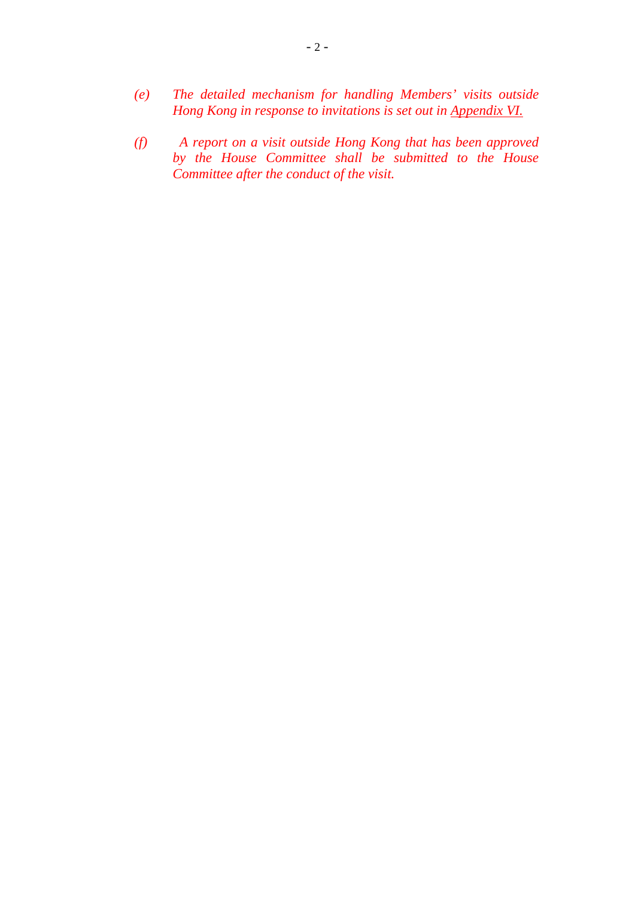*(e) The detailed mechanism for handling Members' visits outside Hong Kong in response to invitations is set out in Appendix VI.*

*(f) A report on a visit outside Hong Kong that has been approved by the House Committee shall be submitted to the House Committee after the conduct of the visit.*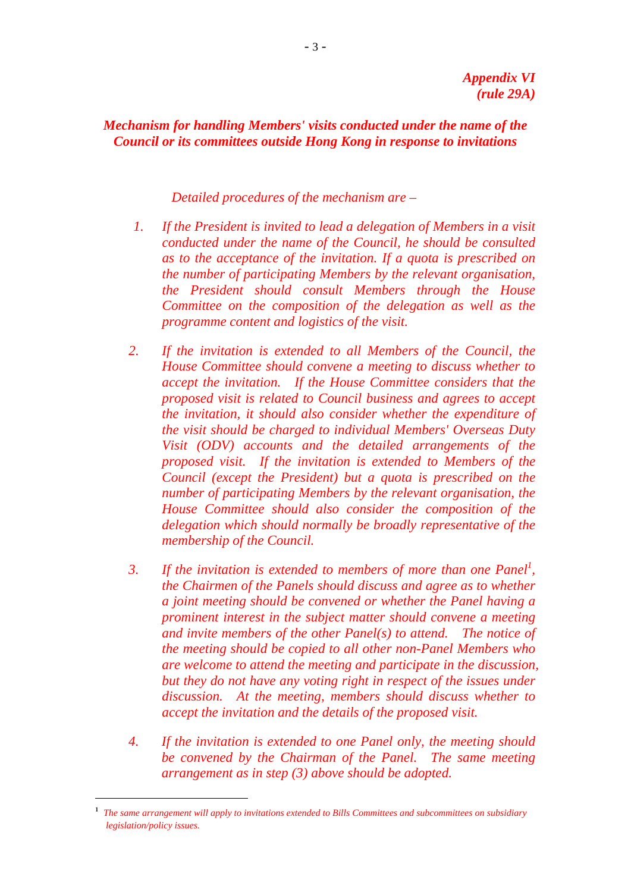*Appendix VI*
*(rule 29A)*

## *Mechanism for handling Members' visits conducted under the name of the Council or its committees outside Hong Kong in response to invitations*

*Detailed procedures of the mechanism are –*

1. *If the President is invited to lead a delegation of Members in a visit conducted under the name of the Council, he should be consulted as to the acceptance of the invitation. If a quota is prescribed on the number of participating Members by the relevant organisation, the President should consult Members through the House Committee on the composition of the delegation as well as the programme content and logistics of the visit.*

2. *If the invitation is extended to all Members of the Council, the House Committee should convene a meeting to discuss whether to accept the invitation. If the House Committee considers that the proposed visit is related to Council business and agrees to accept the invitation, it should also consider whether the expenditure of the visit should be charged to individual Members' Overseas Duty Visit (ODV) accounts and the detailed arrangements of the proposed visit. If the invitation is extended to Members of the Council (except the President) but a quota is prescribed on the number of participating Members by the relevant organisation, the House Committee should also consider the composition of the delegation which should normally be broadly representative of the membership of the Council.*

3. *If the invitation is extended to members of more than one Panel[1], the Chairmen of the Panels should discuss and agree as to whether a joint meeting should be convened or whether the Panel having a prominent interest in the subject matter should convene a meeting and invite members of the other Panel(s) to attend. The notice of the meeting should be copied to all other non-Panel Members who are welcome to attend the meeting and participate in the discussion, but they do not have any voting right in respect of the issues under discussion. At the meeting, members should discuss whether to accept the invitation and the details of the proposed visit.*

4. *If the invitation is extended to one Panel only, the meeting should be convened by the Chairman of the Panel. The same meeting arrangement as in step (3) above should be adopted.*

---

[1] *The same arrangement will apply to invitations extended to Bills Committees and subcommittees on subsidiary legislation/policy issues.*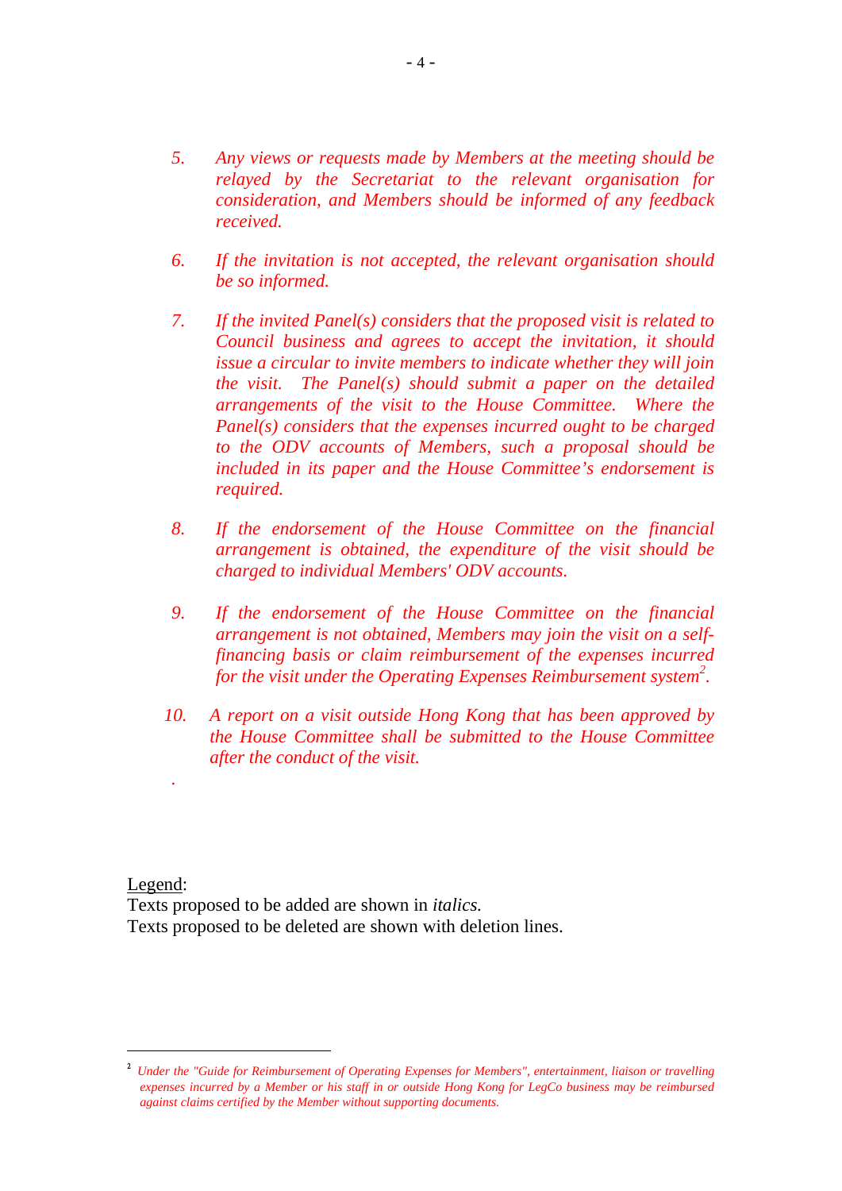5. *Any views or requests made by Members at the meeting should be relayed by the Secretariat to the relevant organisation for consideration, and Members should be informed of any feedback received.*

6. *If the invitation is not accepted, the relevant organisation should be so informed.*

7. *If the invited Panel(s) considers that the proposed visit is related to Council business and agrees to accept the invitation, it should issue a circular to invite members to indicate whether they will join the visit. The Panel(s) should submit a paper on the detailed arrangements of the visit to the House Committee. Where the Panel(s) considers that the expenses incurred ought to be charged to the ODV accounts of Members, such a proposal should be included in its paper and the House Committee's endorsement is required.*

8. *If the endorsement of the House Committee on the financial arrangement is obtained, the expenditure of the visit should be charged to individual Members' ODV accounts.*

9. *If the endorsement of the House Committee on the financial arrangement is not obtained, Members may join the visit on a self-financing basis or claim reimbursement of the expenses incurred for the visit under the Operating Expenses Reimbursement system[2].*

10. *A report on a visit outside Hong Kong that has been approved by the House Committee shall be submitted to the House Committee after the conduct of the visit.*

.

Legend:
Texts proposed to be added are shown in *italics.*
Texts proposed to be deleted are shown with deletion lines.

---

[2] *Under the "Guide for Reimbursement of Operating Expenses for Members", entertainment, liaison or travelling expenses incurred by a Member or his staff in or outside Hong Kong for LegCo business may be reimbursed against claims certified by the Member without supporting documents.*